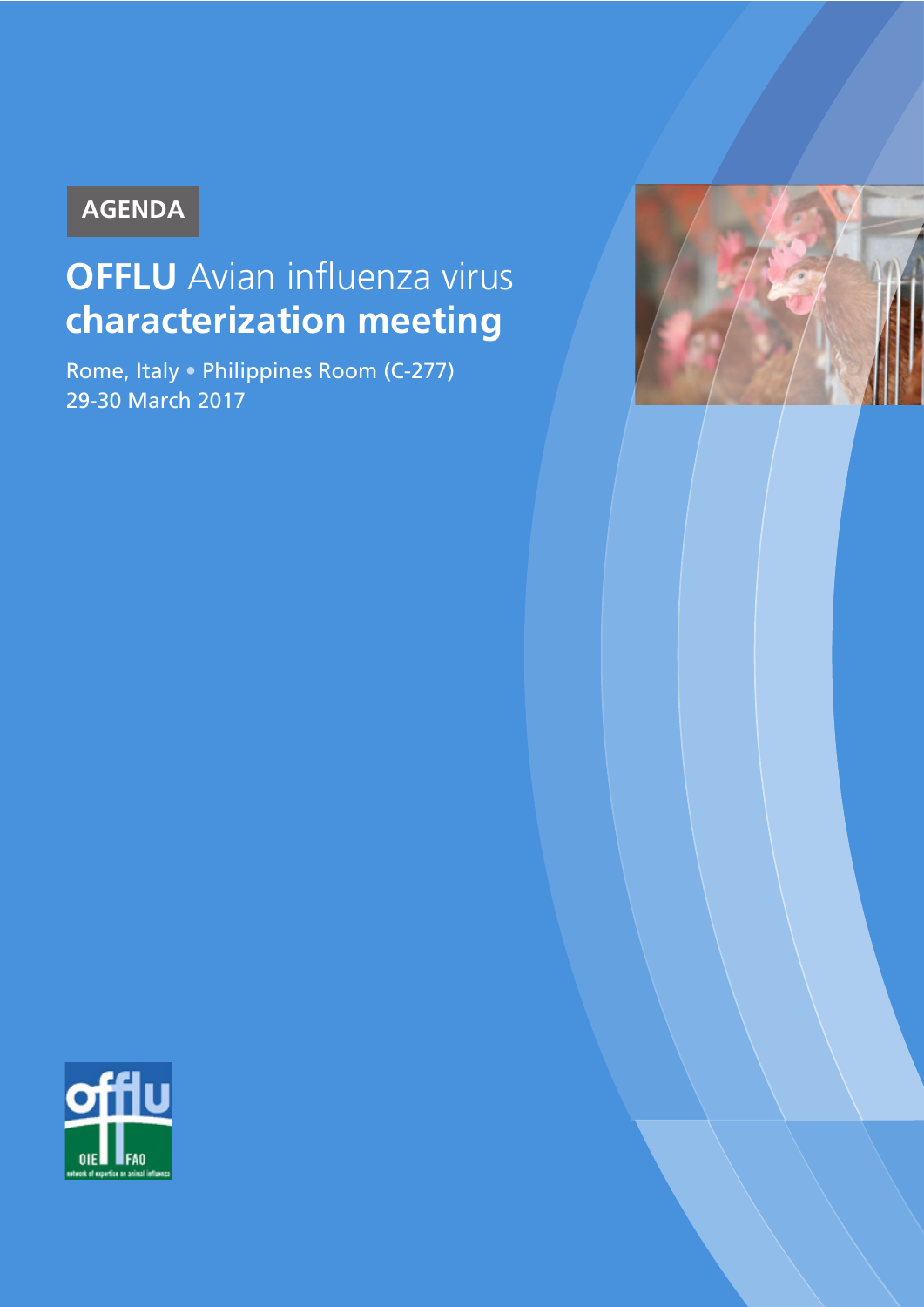AGENDA

# **OFFLU** Avian influenza virus **characterization meeting**

Rome, Italy • Philippines Room (C-277)
29-30 March 2017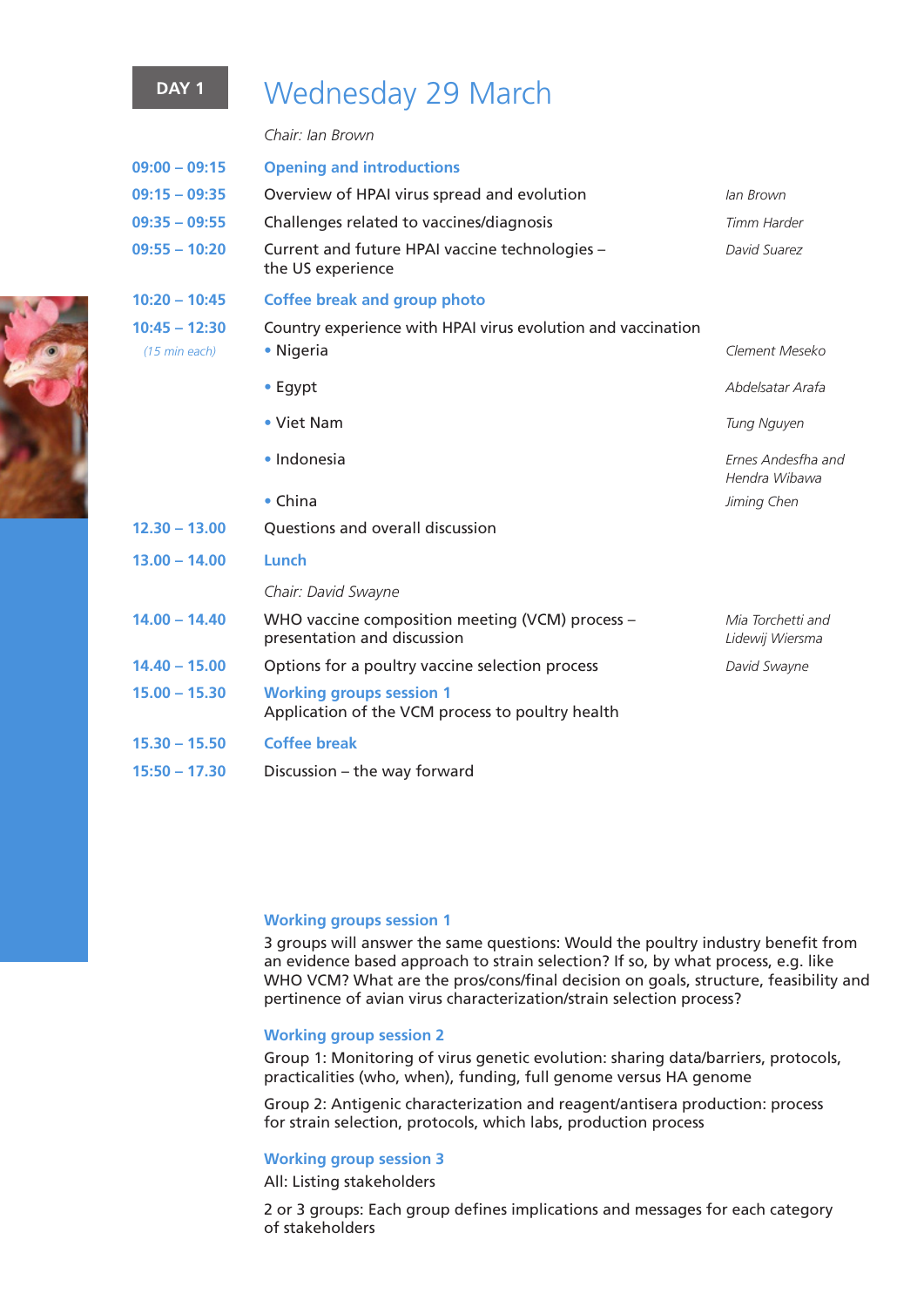## DAY 1

# Wednesday 29 March

*Chair: Ian Brown*

| Time | Session | Speaker |
|---|---|---|
| 09:00 – 09:15 | **Opening and introductions** | |
| 09:15 – 09:35 | Overview of HPAI virus spread and evolution | *Ian Brown* |
| 09:35 – 09:55 | Challenges related to vaccines/diagnosis | *Timm Harder* |
| 09:55 – 10:20 | Current and future HPAI vaccine technologies – the US experience | *David Suarez* |
| 10:20 – 10:45 | **Coffee break and group photo** | |
| 10:45 – 12:30 *(15 min each)* | Country experience with HPAI virus evolution and vaccination | |
| | • Nigeria | *Clement Meseko* |
| | • Egypt | *Abdelsatar Arafa* |
| | • Viet Nam | *Tung Nguyen* |
| | • Indonesia | *Ernes Andesfha and Hendra Wibawa* |
| | • China | *Jiming Chen* |
| 12.30 – 13.00 | Questions and overall discussion | |
| 13.00 – 14.00 | **Lunch** | |
| | *Chair: David Swayne* | |
| 14.00 – 14.40 | WHO vaccine composition meeting (VCM) process – presentation and discussion | *Mia Torchetti and Lidewij Wiersma* |
| 14.40 – 15.00 | Options for a poultry vaccine selection process | *David Swayne* |
| 15.00 – 15.30 | **Working groups session 1** Application of the VCM process to poultry health | |
| 15.30 – 15.50 | **Coffee break** | |
| 15:50 – 17.30 | Discussion – the way forward | |

**Working groups session 1**

3 groups will answer the same questions: Would the poultry industry benefit from an evidence based approach to strain selection? If so, by what process, e.g. like WHO VCM? What are the pros/cons/final decision on goals, structure, feasibility and pertinence of avian virus characterization/strain selection process?

**Working group session 2**

Group 1: Monitoring of virus genetic evolution: sharing data/barriers, protocols, practicalities (who, when), funding, full genome versus HA genome

Group 2: Antigenic characterization and reagent/antisera production: process for strain selection, protocols, which labs, production process

**Working group session 3**

All: Listing stakeholders

2 or 3 groups: Each group defines implications and messages for each category of stakeholders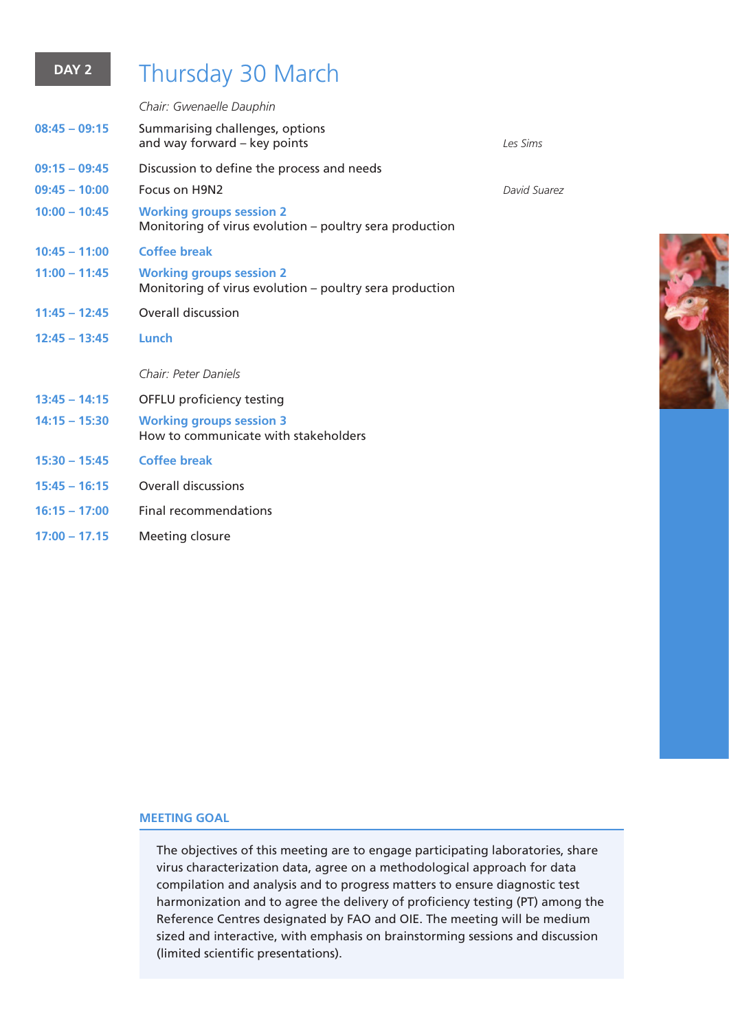**DAY 2**

# Thursday 30 March

*Chair: Gwenaelle Dauphin*

| Time | Session | Speaker |
|---|---|---|
| 08:45 – 09:15 | Summarising challenges, options and way forward – key points | *Les Sims* |
| 09:15 – 09:45 | Discussion to define the process and needs | |
| 09:45 – 10:00 | Focus on H9N2 | *David Suarez* |
| 10:00 – 10:45 | **Working groups session 2** Monitoring of virus evolution – poultry sera production | |
| 10:45 – 11:00 | **Coffee break** | |
| 11:00 – 11:45 | **Working groups session 2** Monitoring of virus evolution – poultry sera production | |
| 11:45 – 12:45 | Overall discussion | |
| 12:45 – 13:45 | **Lunch** | |

*Chair: Peter Daniels*

| Time | Session | Speaker |
|---|---|---|
| 13:45 – 14:15 | OFFLU proficiency testing | |
| 14:15 – 15:30 | **Working groups session 3** How to communicate with stakeholders | |
| 15:30 – 15:45 | **Coffee break** | |
| 15:45 – 16:15 | Overall discussions | |
| 16:15 – 17:00 | Final recommendations | |
| 17:00 – 17.15 | Meeting closure | |

## MEETING GOAL

The objectives of this meeting are to engage participating laboratories, share virus characterization data, agree on a methodological approach for data compilation and analysis and to progress matters to ensure diagnostic test harmonization and to agree the delivery of proficiency testing (PT) among the Reference Centres designated by FAO and OIE. The meeting will be medium sized and interactive, with emphasis on brainstorming sessions and discussion (limited scientific presentations).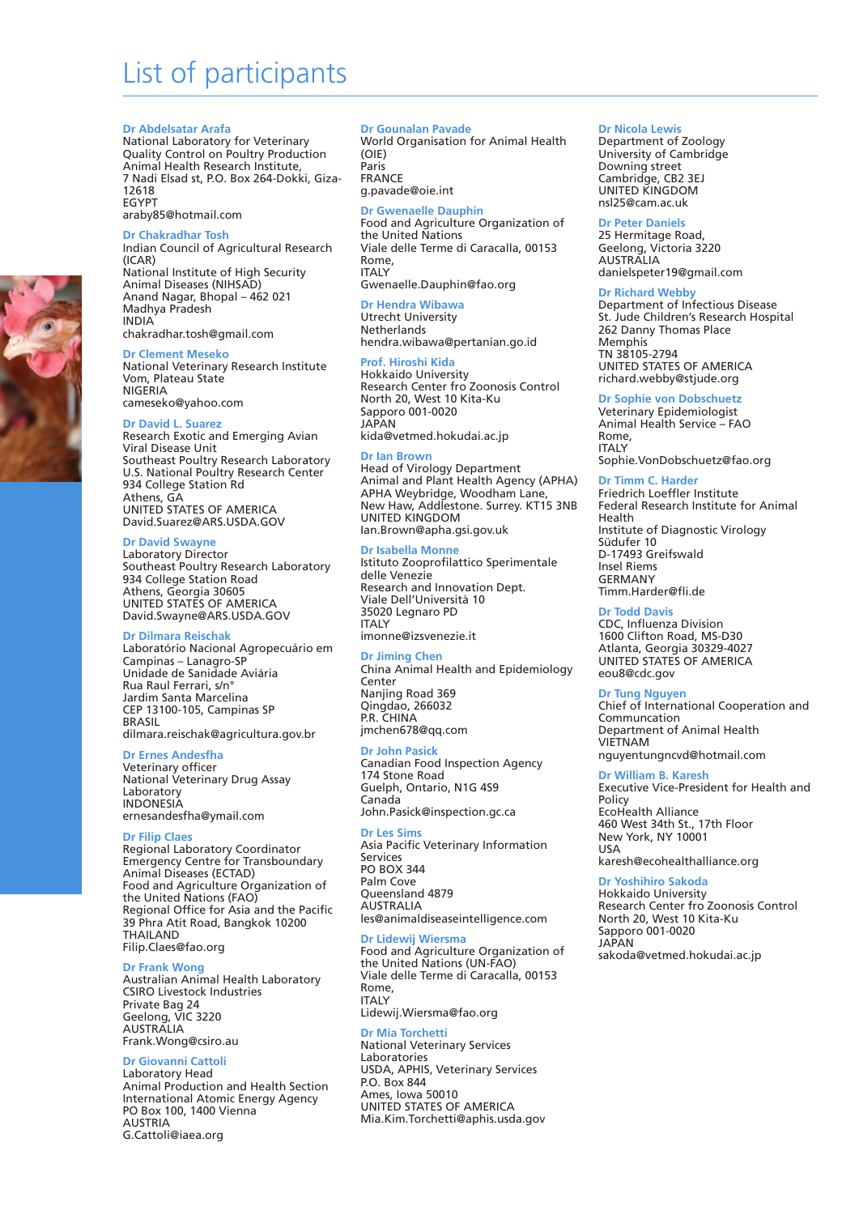# List of participants

**Dr Abdelsatar Arafa**
National Laboratory for Veterinary Quality Control on Poultry Production
Animal Health Research Institute,
7 Nadi Elsad st, P.O. Box 264-Dokki, Giza-12618
EGYPT
araby85@hotmail.com

**Dr Chakradhar Tosh**
Indian Council of Agricultural Research (ICAR)
National Institute of High Security Animal Diseases (NIHSAD)
Anand Nagar, Bhopal – 462 021
Madhya Pradesh
INDIA
chakradhar.tosh@gmail.com

**Dr Clement Meseko**
National Veterinary Research Institute
Vom, Plateau State
NIGERIA
cameseko@yahoo.com

**Dr David L. Suarez**
Research Exotic and Emerging Avian Viral Disease Unit
Southeast Poultry Research Laboratory
U.S. National Poultry Research Center
934 College Station Rd
Athens, GA
UNITED STATES OF AMERICA
David.Suarez@ARS.USDA.GOV

**Dr David Swayne**
Laboratory Director
Southeast Poultry Research Laboratory
934 College Station Road
Athens, Georgia 30605
UNITED STATES OF AMERICA
David.Swayne@ARS.USDA.GOV

**Dr Dilmara Reischak**
Laboratório Nacional Agropecuário em Campinas – Lanagro-SP
Unidade de Sanidade Aviária
Rua Raul Ferrari, s/n°
Jardim Santa Marcelina
CEP 13100-105, Campinas SP
BRASIL
dilmara.reischak@agricultura.gov.br

**Dr Ernes Andesfha**
Veterinary officer
National Veterinary Drug Assay Laboratory
INDONESIA
ernesandesfha@ymail.com

**Dr Filip Claes**
Regional Laboratory Coordinator
Emergency Centre for Transboundary Animal Diseases (ECTAD)
Food and Agriculture Organization of the United Nations (FAO)
Regional Office for Asia and the Pacific
39 Phra Atit Road, Bangkok 10200
THAILAND
Filip.Claes@fao.org

**Dr Frank Wong**
Australian Animal Health Laboratory
CSIRO Livestock Industries
Private Bag 24
Geelong, VIC 3220
AUSTRALIA
Frank.Wong@csiro.au

**Dr Giovanni Cattoli**
Laboratory Head
Animal Production and Health Section
International Atomic Energy Agency
PO Box 100, 1400 Vienna
AUSTRIA
G.Cattoli@iaea.org

**Dr Gounalan Pavade**
World Organisation for Animal Health (OIE)
Paris
FRANCE
g.pavade@oie.int

**Dr Gwenaelle Dauphin**
Food and Agriculture Organization of the United Nations
Viale delle Terme di Caracalla, 00153 Rome,
ITALY
Gwenaelle.Dauphin@fao.org

**Dr Hendra Wibawa**
Utrecht University
Netherlands
hendra.wibawa@pertanian.go.id

**Prof. Hiroshi Kida**
Hokkaido University
Research Center fro Zoonosis Control
North 20, West 10 Kita-Ku
Sapporo 001-0020
JAPAN
kida@vetmed.hokudai.ac.jp

**Dr Ian Brown**
Head of Virology Department
Animal and Plant Health Agency (APHA)
APHA Weybridge, Woodham Lane,
New Haw, Addlestone. Surrey. KT15 3NB
UNITED KINGDOM
Ian.Brown@apha.gsi.gov.uk

**Dr Isabella Monne**
Istituto Zooprofilattico Sperimentale delle Venezie
Research and Innovation Dept.
Viale Dell'Università 10
35020 Legnaro PD
ITALY
imonne@izsvenezie.it

**Dr Jiming Chen**
China Animal Health and Epidemiology Center
Nanjing Road 369
Qingdao, 266032
P.R. CHINA
jmchen678@qq.com

**Dr John Pasick**
Canadian Food Inspection Agency
174 Stone Road
Guelph, Ontario, N1G 4S9
Canada
John.Pasick@inspection.gc.ca

**Dr Les Sims**
Asia Pacific Veterinary Information Services
PO BOX 344
Palm Cove
Queensland 4879
AUSTRALIA
les@animaldiseaseintelligence.com

**Dr Lidewij Wiersma**
Food and Agriculture Organization of the United Nations (UN-FAO)
Viale delle Terme di Caracalla, 00153 Rome,
ITALY
Lidewij.Wiersma@fao.org

**Dr Mia Torchetti**
National Veterinary Services Laboratories
USDA, APHIS, Veterinary Services
P.O. Box 844
Ames, Iowa 50010
UNITED STATES OF AMERICA
Mia.Kim.Torchetti@aphis.usda.gov

**Dr Nicola Lewis**
Department of Zoology
University of Cambridge
Downing street
Cambridge, CB2 3EJ
UNITED KINGDOM
nsl25@cam.ac.uk

**Dr Peter Daniels**
25 Hermitage Road,
Geelong, Victoria 3220
AUSTRALIA
danielspeter19@gmail.com

**Dr Richard Webby**
Department of Infectious Disease
St. Jude Children's Research Hospital
262 Danny Thomas Place
Memphis
TN 38105-2794
UNITED STATES OF AMERICA
richard.webby@stjude.org

**Dr Sophie von Dobschuetz**
Veterinary Epidemiologist
Animal Health Service – FAO
Rome,
ITALY
Sophie.VonDobschuetz@fao.org

**Dr Timm C. Harder**
Friedrich Loeffler Institute
Federal Research Institute for Animal Health
Institute of Diagnostic Virology
Südufer 10
D-17493 Greifswald
Insel Riems
GERMANY
Timm.Harder@fli.de

**Dr Todd Davis**
CDC, Influenza Division
1600 Clifton Road, MS-D30
Atlanta, Georgia 30329-4027
UNITED STATES OF AMERICA
eou8@cdc.gov

**Dr Tung Nguyen**
Chief of International Cooperation and Communcation
Department of Animal Health
VIETNAM
nguyentungncvd@hotmail.com

**Dr William B. Karesh**
Executive Vice-President for Health and Policy
EcoHealth Alliance
460 West 34th St., 17th Floor
New York, NY 10001
USA
karesh@ecohealthalliance.org

**Dr Yoshihiro Sakoda**
Hokkaido University
Research Center fro Zoonosis Control
North 20, West 10 Kita-Ku
Sapporo 001-0020
JAPAN
sakoda@vetmed.hokudai.ac.jp